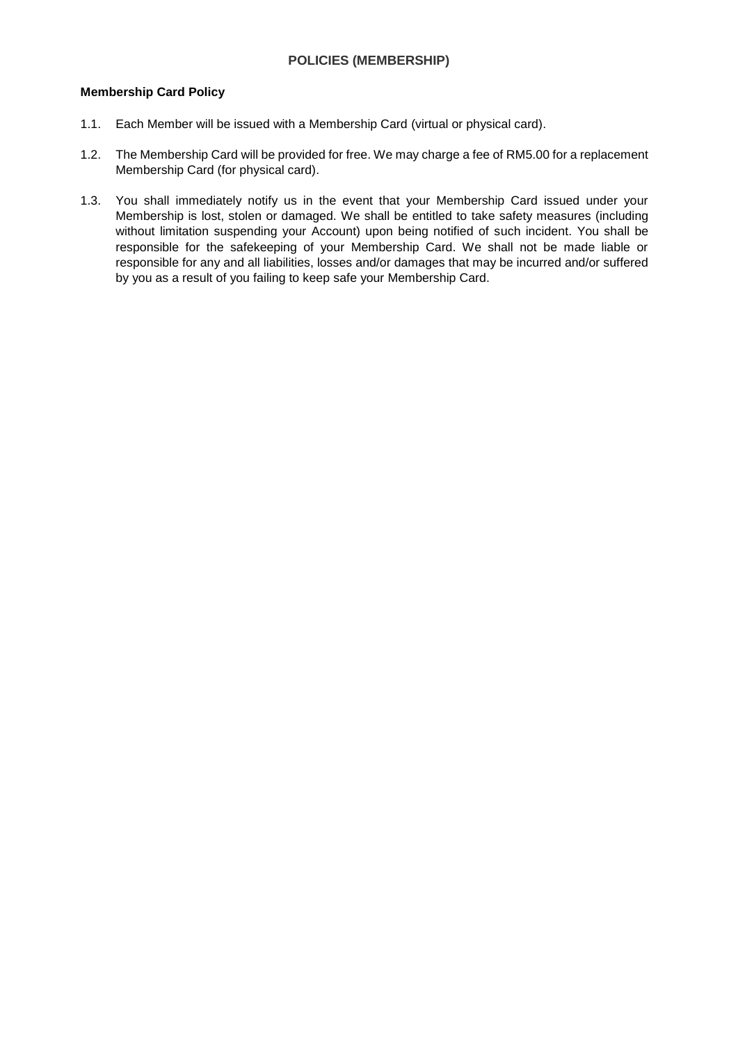# POLICIES (MEMBERSHIP)

**Membership Card Policy**

1.1. Each Member will be issued with a Membership Card (virtual or physical card).

1.2. The Membership Card will be provided for free. We may charge a fee of RM5.00 for a replacement Membership Card (for physical card).

1.3. You shall immediately notify us in the event that your Membership Card issued under your Membership is lost, stolen or damaged. We shall be entitled to take safety measures (including without limitation suspending your Account) upon being notified of such incident. You shall be responsible for the safekeeping of your Membership Card. We shall not be made liable or responsible for any and all liabilities, losses and/or damages that may be incurred and/or suffered by you as a result of you failing to keep safe your Membership Card.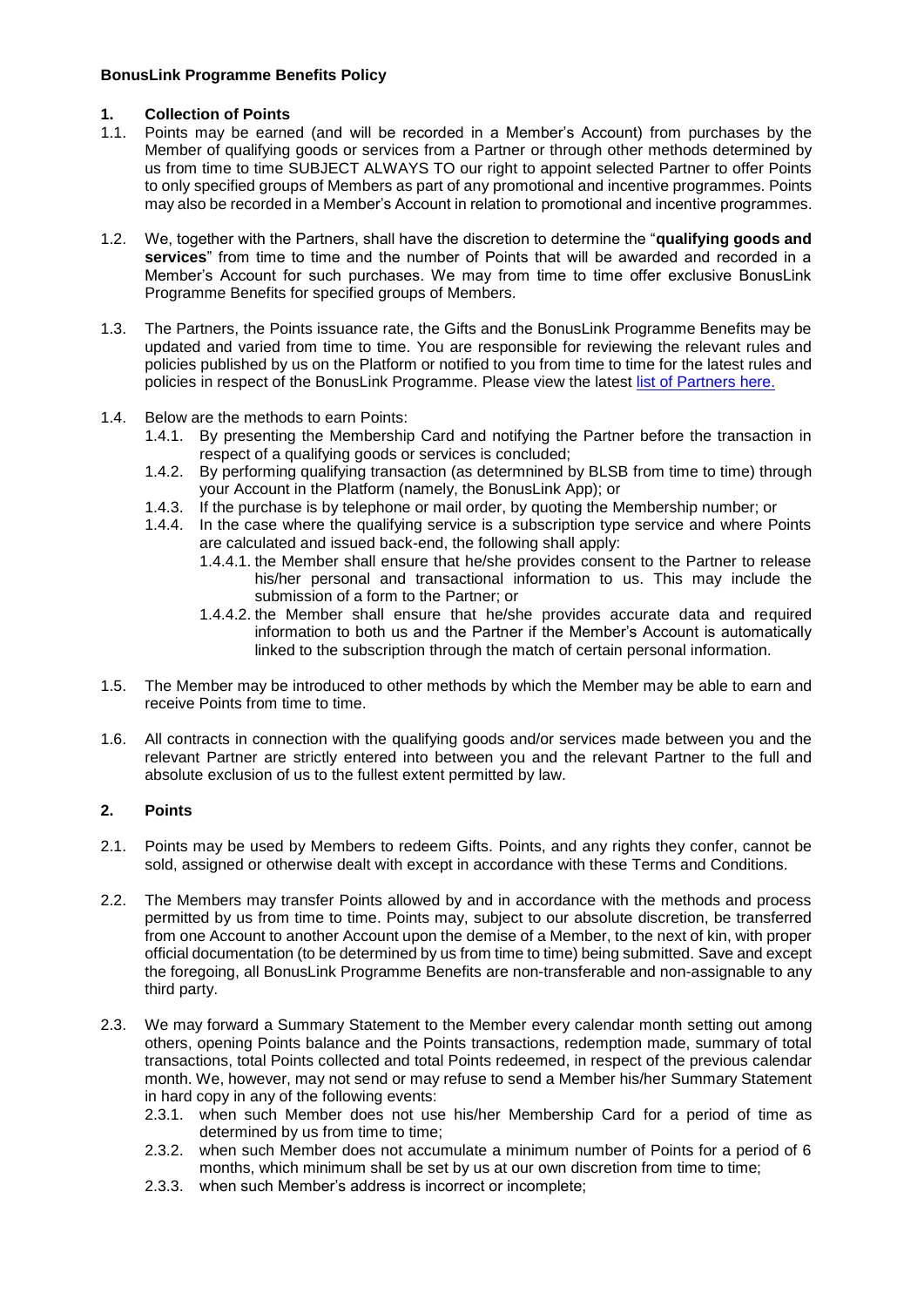**BonusLink Programme Benefits Policy**

**1. Collection of Points**

1.1. Points may be earned (and will be recorded in a Member's Account) from purchases by the Member of qualifying goods or services from a Partner or through other methods determined by us from time to time SUBJECT ALWAYS TO our right to appoint selected Partner to offer Points to only specified groups of Members as part of any promotional and incentive programmes. Points may also be recorded in a Member's Account in relation to promotional and incentive programmes.

1.2. We, together with the Partners, shall have the discretion to determine the "**qualifying goods and services**" from time to time and the number of Points that will be awarded and recorded in a Member's Account for such purchases. We may from time to time offer exclusive BonusLink Programme Benefits for specified groups of Members.

1.3. The Partners, the Points issuance rate, the Gifts and the BonusLink Programme Benefits may be updated and varied from time to time. You are responsible for reviewing the relevant rules and policies published by us on the Platform or notified to you from time to time for the latest rules and policies in respect of the BonusLink Programme. Please view the latest list of Partners here.

1.4. Below are the methods to earn Points:

1.4.1. By presenting the Membership Card and notifying the Partner before the transaction in respect of a qualifying goods or services is concluded;

1.4.2. By performing qualifying transaction (as determnined by BLSB from time to time) through your Account in the Platform (namely, the BonusLink App); or

1.4.3. If the purchase is by telephone or mail order, by quoting the Membership number; or

1.4.4. In the case where the qualifying service is a subscription type service and where Points are calculated and issued back-end, the following shall apply:

1.4.4.1. the Member shall ensure that he/she provides consent to the Partner to release his/her personal and transactional information to us. This may include the submission of a form to the Partner; or

1.4.4.2. the Member shall ensure that he/she provides accurate data and required information to both us and the Partner if the Member's Account is automatically linked to the subscription through the match of certain personal information.

1.5. The Member may be introduced to other methods by which the Member may be able to earn and receive Points from time to time.

1.6. All contracts in connection with the qualifying goods and/or services made between you and the relevant Partner are strictly entered into between you and the relevant Partner to the full and absolute exclusion of us to the fullest extent permitted by law.

**2. Points**

2.1. Points may be used by Members to redeem Gifts. Points, and any rights they confer, cannot be sold, assigned or otherwise dealt with except in accordance with these Terms and Conditions.

2.2. The Members may transfer Points allowed by and in accordance with the methods and process permitted by us from time to time. Points may, subject to our absolute discretion, be transferred from one Account to another Account upon the demise of a Member, to the next of kin, with proper official documentation (to be determined by us from time to time) being submitted. Save and except the foregoing, all BonusLink Programme Benefits are non-transferable and non-assignable to any third party.

2.3. We may forward a Summary Statement to the Member every calendar month setting out among others, opening Points balance and the Points transactions, redemption made, summary of total transactions, total Points collected and total Points redeemed, in respect of the previous calendar month. We, however, may not send or may refuse to send a Member his/her Summary Statement in hard copy in any of the following events:

2.3.1. when such Member does not use his/her Membership Card for a period of time as determined by us from time to time;

2.3.2. when such Member does not accumulate a minimum number of Points for a period of 6 months, which minimum shall be set by us at our own discretion from time to time;

2.3.3. when such Member's address is incorrect or incomplete;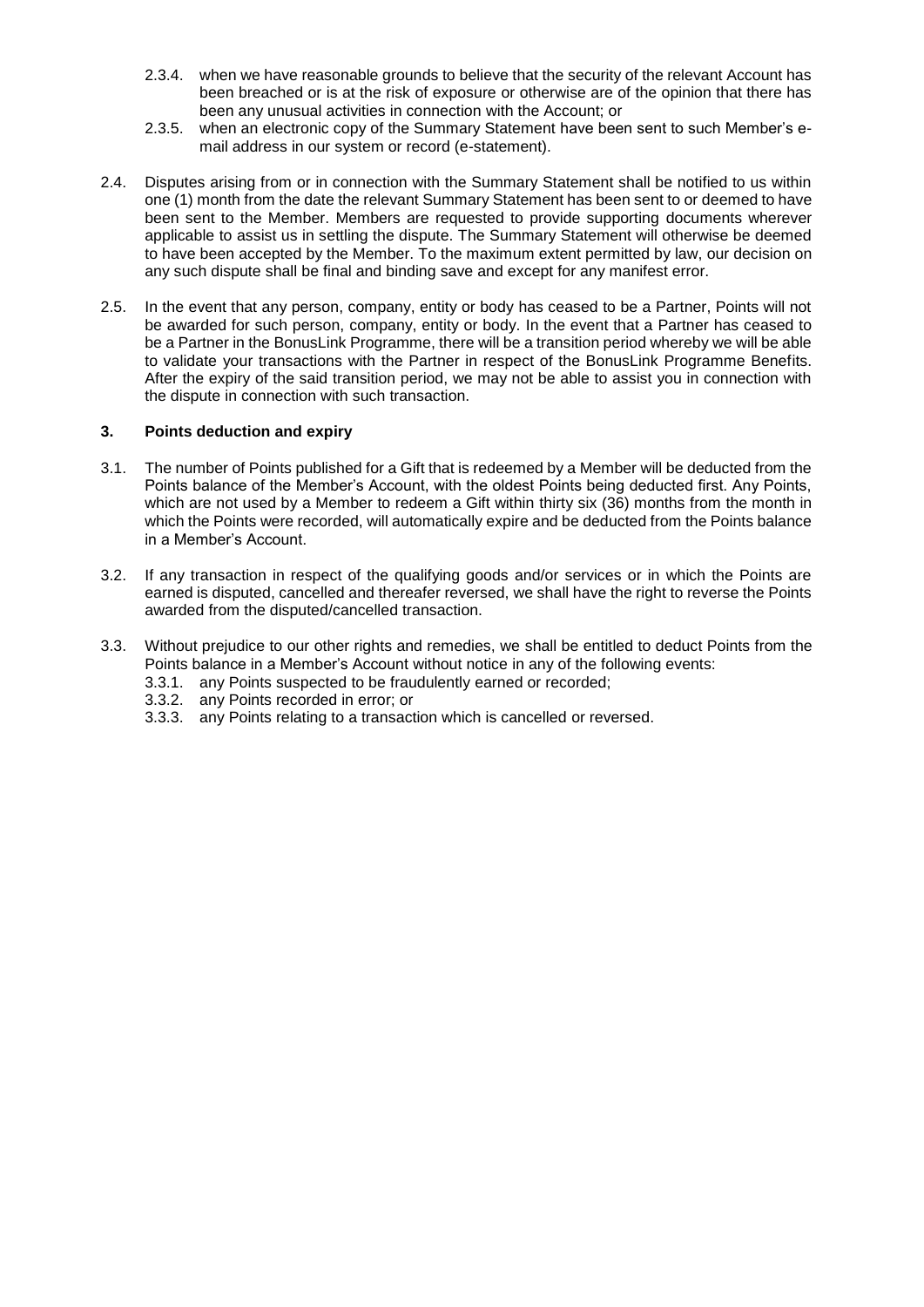2.3.4. when we have reasonable grounds to believe that the security of the relevant Account has been breached or is at the risk of exposure or otherwise are of the opinion that there has been any unusual activities in connection with the Account; or

2.3.5. when an electronic copy of the Summary Statement have been sent to such Member's e-mail address in our system or record (e-statement).

2.4. Disputes arising from or in connection with the Summary Statement shall be notified to us within one (1) month from the date the relevant Summary Statement has been sent to or deemed to have been sent to the Member. Members are requested to provide supporting documents wherever applicable to assist us in settling the dispute. The Summary Statement will otherwise be deemed to have been accepted by the Member. To the maximum extent permitted by law, our decision on any such dispute shall be final and binding save and except for any manifest error.

2.5. In the event that any person, company, entity or body has ceased to be a Partner, Points will not be awarded for such person, company, entity or body. In the event that a Partner has ceased to be a Partner in the BonusLink Programme, there will be a transition period whereby we will be able to validate your transactions with the Partner in respect of the BonusLink Programme Benefits. After the expiry of the said transition period, we may not be able to assist you in connection with the dispute in connection with such transaction.

### 3. Points deduction and expiry

3.1. The number of Points published for a Gift that is redeemed by a Member will be deducted from the Points balance of the Member's Account, with the oldest Points being deducted first. Any Points, which are not used by a Member to redeem a Gift within thirty six (36) months from the month in which the Points were recorded, will automatically expire and be deducted from the Points balance in a Member's Account.

3.2. If any transaction in respect of the qualifying goods and/or services or in which the Points are earned is disputed, cancelled and thereafter reversed, we shall have the right to reverse the Points awarded from the disputed/cancelled transaction.

3.3. Without prejudice to our other rights and remedies, we shall be entitled to deduct Points from the Points balance in a Member's Account without notice in any of the following events:

3.3.1. any Points suspected to be fraudulently earned or recorded;

3.3.2. any Points recorded in error; or

3.3.3. any Points relating to a transaction which is cancelled or reversed.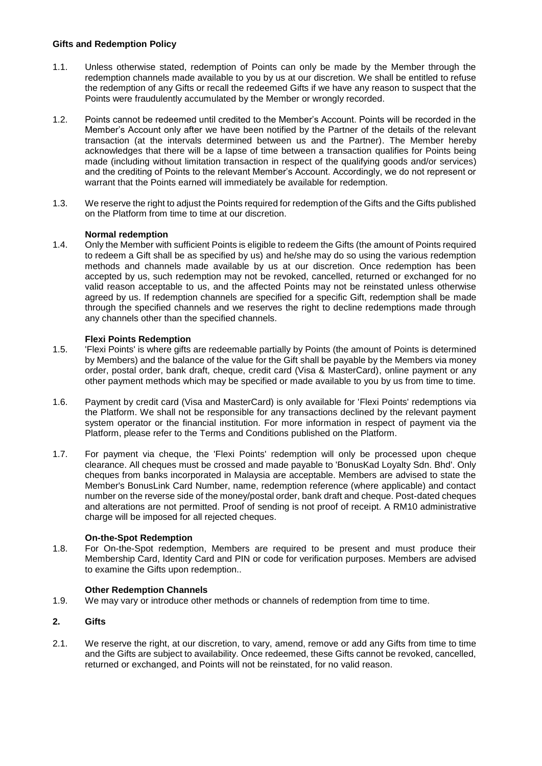**Gifts and Redemption Policy**

1.1. Unless otherwise stated, redemption of Points can only be made by the Member through the redemption channels made available to you by us at our discretion. We shall be entitled to refuse the redemption of any Gifts or recall the redeemed Gifts if we have any reason to suspect that the Points were fraudulently accumulated by the Member or wrongly recorded.

1.2. Points cannot be redeemed until credited to the Member's Account. Points will be recorded in the Member's Account only after we have been notified by the Partner of the details of the relevant transaction (at the intervals determined between us and the Partner). The Member hereby acknowledges that there will be a lapse of time between a transaction qualifies for Points being made (including without limitation transaction in respect of the qualifying goods and/or services) and the crediting of Points to the relevant Member's Account. Accordingly, we do not represent or warrant that the Points earned will immediately be available for redemption.

1.3. We reserve the right to adjust the Points required for redemption of the Gifts and the Gifts published on the Platform from time to time at our discretion.

**Normal redemption**

1.4. Only the Member with sufficient Points is eligible to redeem the Gifts (the amount of Points required to redeem a Gift shall be as specified by us) and he/she may do so using the various redemption methods and channels made available by us at our discretion. Once redemption has been accepted by us, such redemption may not be revoked, cancelled, returned or exchanged for no valid reason acceptable to us, and the affected Points may not be reinstated unless otherwise agreed by us. If redemption channels are specified for a specific Gift, redemption shall be made through the specified channels and we reserves the right to decline redemptions made through any channels other than the specified channels.

**Flexi Points Redemption**

1.5. 'Flexi Points' is where gifts are redeemable partially by Points (the amount of Points is determined by Members) and the balance of the value for the Gift shall be payable by the Members via money order, postal order, bank draft, cheque, credit card (Visa & MasterCard), online payment or any other payment methods which may be specified or made available to you by us from time to time.

1.6. Payment by credit card (Visa and MasterCard) is only available for 'Flexi Points' redemptions via the Platform. We shall not be responsible for any transactions declined by the relevant payment system operator or the financial institution. For more information in respect of payment via the Platform, please refer to the Terms and Conditions published on the Platform.

1.7. For payment via cheque, the 'Flexi Points' redemption will only be processed upon cheque clearance. All cheques must be crossed and made payable to 'BonusKad Loyalty Sdn. Bhd'. Only cheques from banks incorporated in Malaysia are acceptable. Members are advised to state the Member's BonusLink Card Number, name, redemption reference (where applicable) and contact number on the reverse side of the money/postal order, bank draft and cheque. Post-dated cheques and alterations are not permitted. Proof of sending is not proof of receipt. A RM10 administrative charge will be imposed for all rejected cheques.

**On-the-Spot Redemption**

1.8. For On-the-Spot redemption, Members are required to be present and must produce their Membership Card, Identity Card and PIN or code for verification purposes. Members are advised to examine the Gifts upon redemption..

**Other Redemption Channels**

1.9. We may vary or introduce other methods or channels of redemption from time to time.

**2. Gifts**

2.1. We reserve the right, at our discretion, to vary, amend, remove or add any Gifts from time to time and the Gifts are subject to availability. Once redeemed, these Gifts cannot be revoked, cancelled, returned or exchanged, and Points will not be reinstated, for no valid reason.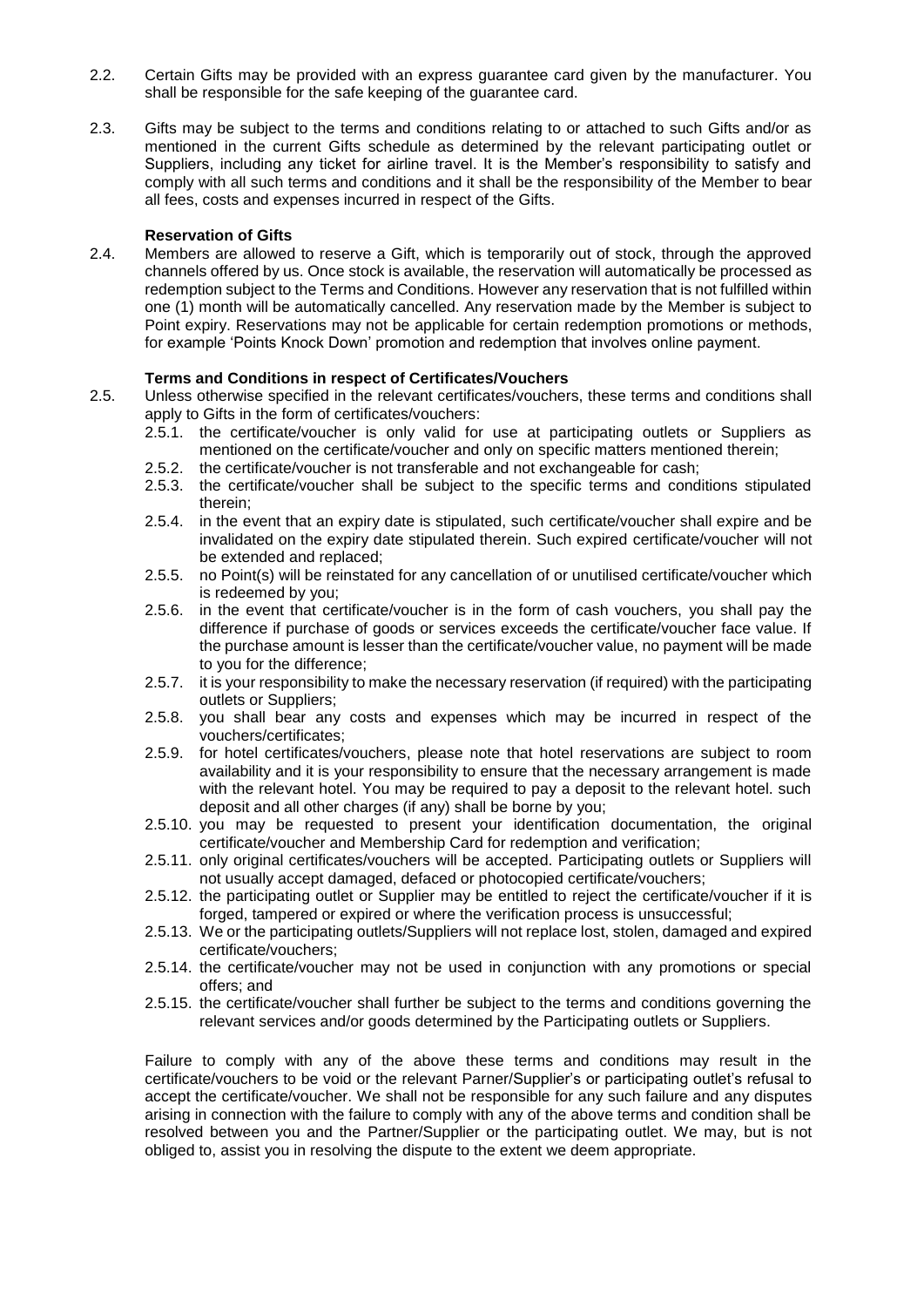2.2. Certain Gifts may be provided with an express guarantee card given by the manufacturer. You shall be responsible for the safe keeping of the guarantee card.

2.3. Gifts may be subject to the terms and conditions relating to or attached to such Gifts and/or as mentioned in the current Gifts schedule as determined by the relevant participating outlet or Suppliers, including any ticket for airline travel. It is the Member's responsibility to satisfy and comply with all such terms and conditions and it shall be the responsibility of the Member to bear all fees, costs and expenses incurred in respect of the Gifts.

**Reservation of Gifts**

2.4. Members are allowed to reserve a Gift, which is temporarily out of stock, through the approved channels offered by us. Once stock is available, the reservation will automatically be processed as redemption subject to the Terms and Conditions. However any reservation that is not fulfilled within one (1) month will be automatically cancelled. Any reservation made by the Member is subject to Point expiry. Reservations may not be applicable for certain redemption promotions or methods, for example 'Points Knock Down' promotion and redemption that involves online payment.

**Terms and Conditions in respect of Certificates/Vouchers**

2.5. Unless otherwise specified in the relevant certificates/vouchers, these terms and conditions shall apply to Gifts in the form of certificates/vouchers:

- 2.5.1. the certificate/voucher is only valid for use at participating outlets or Suppliers as mentioned on the certificate/voucher and only on specific matters mentioned therein;
- 2.5.2. the certificate/voucher is not transferable and not exchangeable for cash;
- 2.5.3. the certificate/voucher shall be subject to the specific terms and conditions stipulated therein;
- 2.5.4. in the event that an expiry date is stipulated, such certificate/voucher shall expire and be invalidated on the expiry date stipulated therein. Such expired certificate/voucher will not be extended and replaced;
- 2.5.5. no Point(s) will be reinstated for any cancellation of or unutilised certificate/voucher which is redeemed by you;
- 2.5.6. in the event that certificate/voucher is in the form of cash vouchers, you shall pay the difference if purchase of goods or services exceeds the certificate/voucher face value. If the purchase amount is lesser than the certificate/voucher value, no payment will be made to you for the difference;
- 2.5.7. it is your responsibility to make the necessary reservation (if required) with the participating outlets or Suppliers;
- 2.5.8. you shall bear any costs and expenses which may be incurred in respect of the vouchers/certificates;
- 2.5.9. for hotel certificates/vouchers, please note that hotel reservations are subject to room availability and it is your responsibility to ensure that the necessary arrangement is made with the relevant hotel. You may be required to pay a deposit to the relevant hotel. such deposit and all other charges (if any) shall be borne by you;
- 2.5.10. you may be requested to present your identification documentation, the original certificate/voucher and Membership Card for redemption and verification;
- 2.5.11. only original certificates/vouchers will be accepted. Participating outlets or Suppliers will not usually accept damaged, defaced or photocopied certificate/vouchers;
- 2.5.12. the participating outlet or Supplier may be entitled to reject the certificate/voucher if it is forged, tampered or expired or where the verification process is unsuccessful;
- 2.5.13. We or the participating outlets/Suppliers will not replace lost, stolen, damaged and expired certificate/vouchers;
- 2.5.14. the certificate/voucher may not be used in conjunction with any promotions or special offers; and
- 2.5.15. the certificate/voucher shall further be subject to the terms and conditions governing the relevant services and/or goods determined by the Participating outlets or Suppliers.

Failure to comply with any of the above these terms and conditions may result in the certificate/vouchers to be void or the relevant Parner/Supplier's or participating outlet's refusal to accept the certificate/voucher. We shall not be responsible for any such failure and any disputes arising in connection with the failure to comply with any of the above terms and condition shall be resolved between you and the Partner/Supplier or the participating outlet. We may, but is not obliged to, assist you in resolving the dispute to the extent we deem appropriate.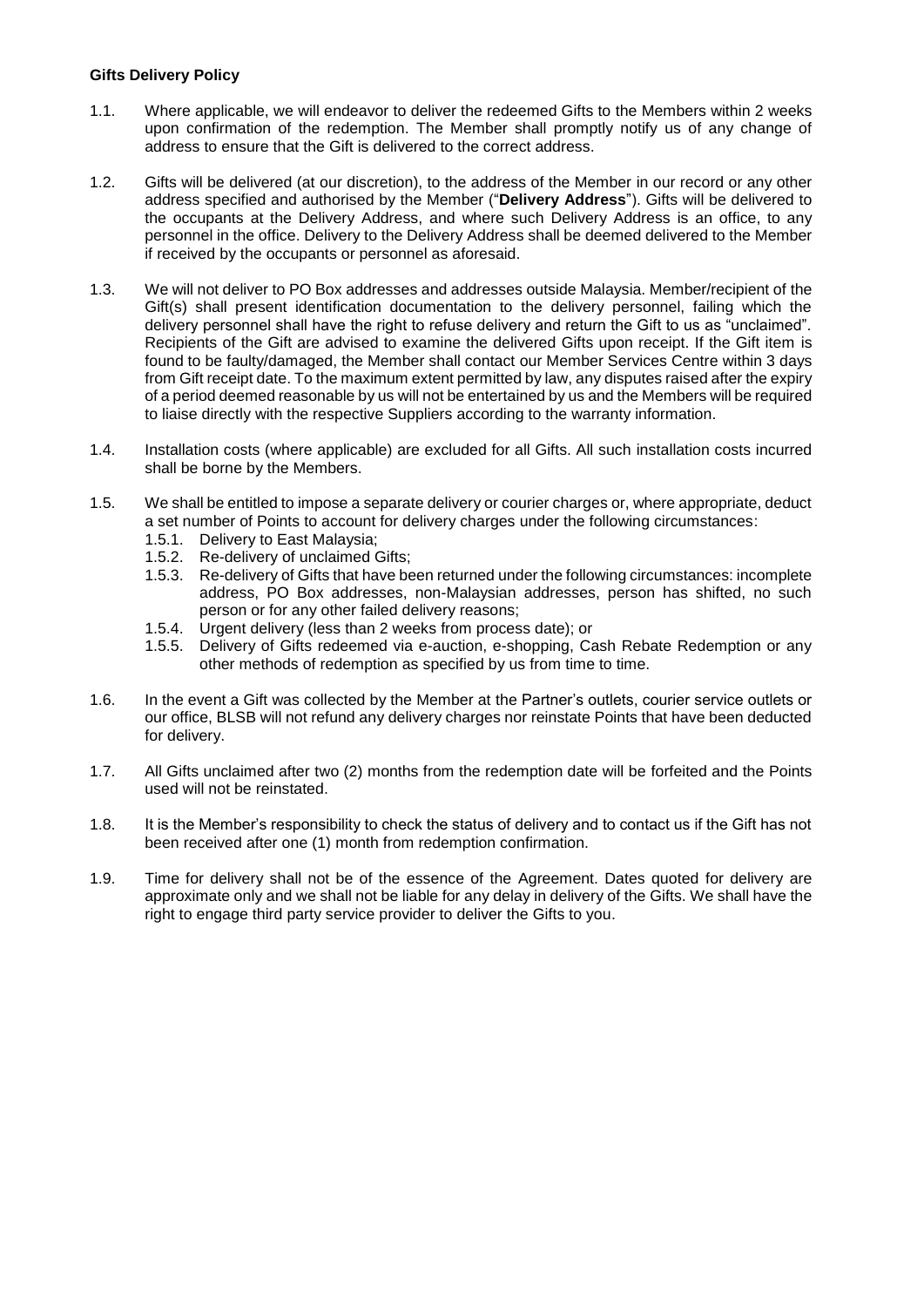**Gifts Delivery Policy**

1.1. Where applicable, we will endeavor to deliver the redeemed Gifts to the Members within 2 weeks upon confirmation of the redemption. The Member shall promptly notify us of any change of address to ensure that the Gift is delivered to the correct address.

1.2. Gifts will be delivered (at our discretion), to the address of the Member in our record or any other address specified and authorised by the Member ("**Delivery Address**"). Gifts will be delivered to the occupants at the Delivery Address, and where such Delivery Address is an office, to any personnel in the office. Delivery to the Delivery Address shall be deemed delivered to the Member if received by the occupants or personnel as aforesaid.

1.3. We will not deliver to PO Box addresses and addresses outside Malaysia. Member/recipient of the Gift(s) shall present identification documentation to the delivery personnel, failing which the delivery personnel shall have the right to refuse delivery and return the Gift to us as "unclaimed". Recipients of the Gift are advised to examine the delivered Gifts upon receipt. If the Gift item is found to be faulty/damaged, the Member shall contact our Member Services Centre within 3 days from Gift receipt date. To the maximum extent permitted by law, any disputes raised after the expiry of a period deemed reasonable by us will not be entertained by us and the Members will be required to liaise directly with the respective Suppliers according to the warranty information.

1.4. Installation costs (where applicable) are excluded for all Gifts. All such installation costs incurred shall be borne by the Members.

1.5. We shall be entitled to impose a separate delivery or courier charges or, where appropriate, deduct a set number of Points to account for delivery charges under the following circumstances:
   1.5.1. Delivery to East Malaysia;
   1.5.2. Re-delivery of unclaimed Gifts;
   1.5.3. Re-delivery of Gifts that have been returned under the following circumstances: incomplete address, PO Box addresses, non-Malaysian addresses, person has shifted, no such person or for any other failed delivery reasons;
   1.5.4. Urgent delivery (less than 2 weeks from process date); or
   1.5.5. Delivery of Gifts redeemed via e-auction, e-shopping, Cash Rebate Redemption or any other methods of redemption as specified by us from time to time.

1.6. In the event a Gift was collected by the Member at the Partner's outlets, courier service outlets or our office, BLSB will not refund any delivery charges nor reinstate Points that have been deducted for delivery.

1.7. All Gifts unclaimed after two (2) months from the redemption date will be forfeited and the Points used will not be reinstated.

1.8. It is the Member's responsibility to check the status of delivery and to contact us if the Gift has not been received after one (1) month from redemption confirmation.

1.9. Time for delivery shall not be of the essence of the Agreement. Dates quoted for delivery are approximate only and we shall not be liable for any delay in delivery of the Gifts. We shall have the right to engage third party service provider to deliver the Gifts to you.